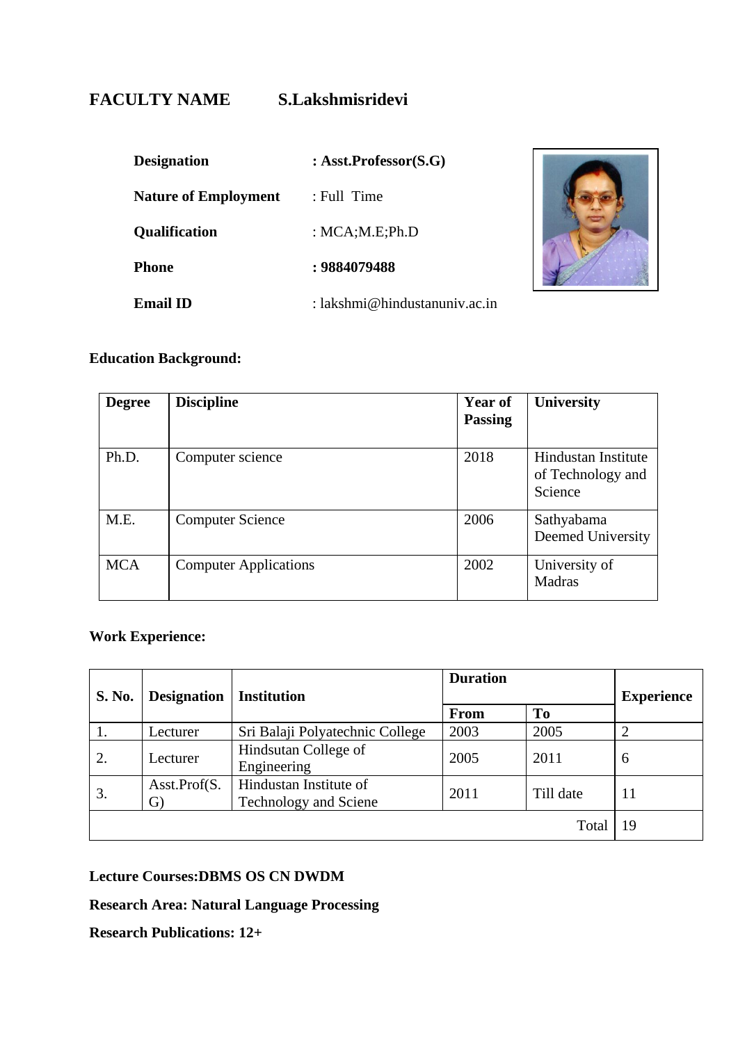# FACULTY NAME S.Lakshmisridevi

**Designation** : **Asst.Professor(S.G)**

**Nature of Employment** : Full Time

**Qualification** : MCA;M.E;Ph.D

**Phone** : **9884079488**

**Email ID** : lakshmi@hindustanuniv.ac.in

**Education Background:**

| Degree | Discipline | Year of Passing | University |
|---|---|---|---|
| Ph.D. | Computer science | 2018 | Hindustan Institute of Technology and Science |
| M.E. | Computer Science | 2006 | Sathyabama Deemed University |
| MCA | Computer Applications | 2002 | University of Madras |

**Work Experience:**

| S. No. | Designation | Institution | Duration | | Experience |
|---|---|---|---|---|---|
| | | | From | To | |
| 1. | Lecturer | Sri Balaji Polyatechnic College | 2003 | 2005 | 2 |
| 2. | Lecturer | Hindsutan College of Engineering | 2005 | 2011 | 6 |
| 3. | Asst.Prof(S.G) | Hindustan Institute of Technology and Sciene | 2011 | Till date | 11 |
| | | | | Total | 19 |

**Lecture Courses:DBMS OS CN DWDM**

**Research Area: Natural Language Processing**

**Research Publications: 12+**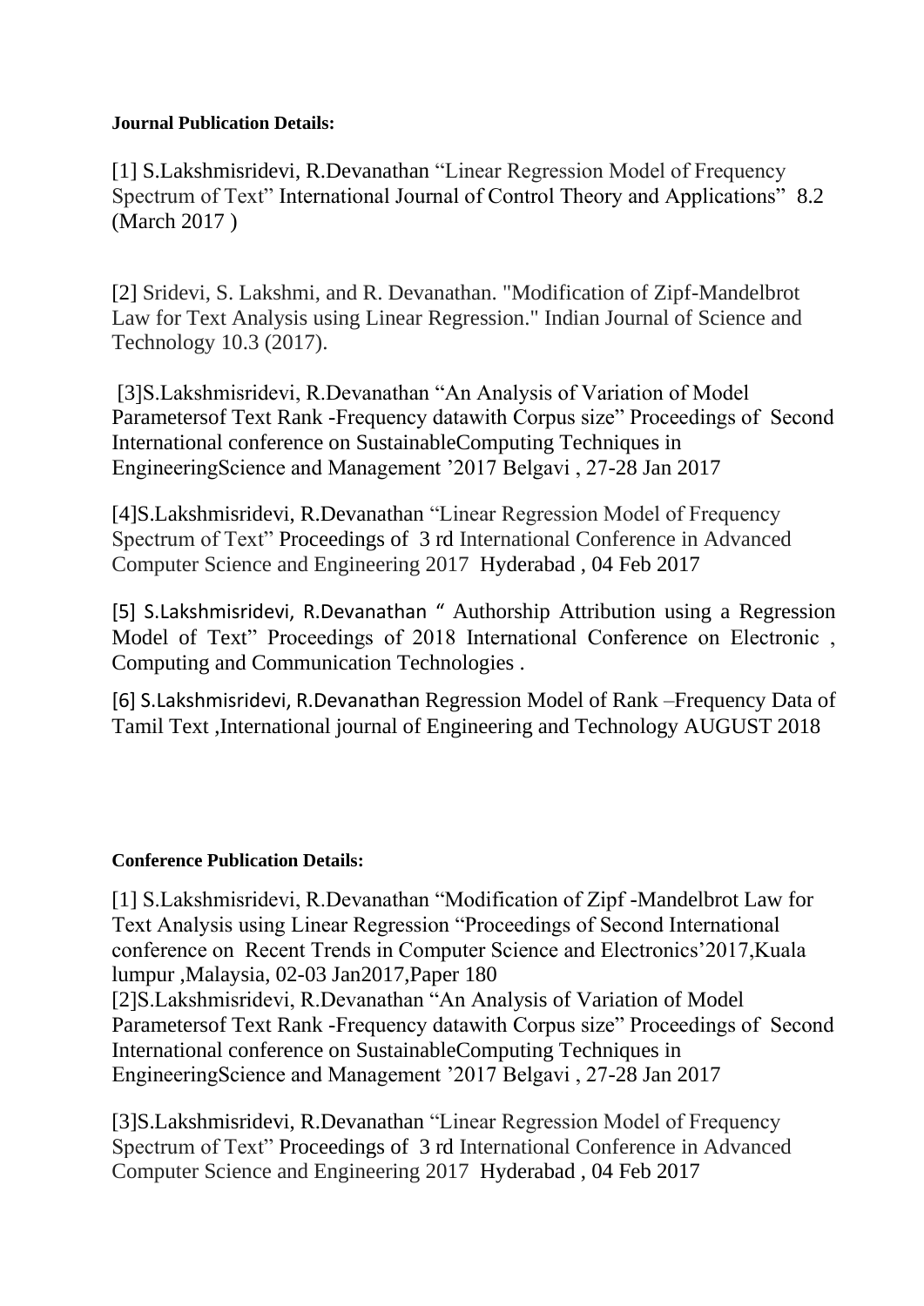**Journal Publication Details:**

[1] S.Lakshmisridevi, R.Devanathan "Linear Regression Model of Frequency Spectrum of Text" International Journal of Control Theory and Applications" 8.2 (March 2017 )

[2] Sridevi, S. Lakshmi, and R. Devanathan. "Modification of Zipf-Mandelbrot Law for Text Analysis using Linear Regression." Indian Journal of Science and Technology 10.3 (2017).

[3]S.Lakshmisridevi, R.Devanathan "An Analysis of Variation of Model Parametersof Text Rank -Frequency datawith Corpus size" Proceedings of Second International conference on SustainableComputing Techniques in EngineeringScience and Management '2017 Belgavi , 27-28 Jan 2017

[4]S.Lakshmisridevi, R.Devanathan "Linear Regression Model of Frequency Spectrum of Text" Proceedings of 3 rd International Conference in Advanced Computer Science and Engineering 2017 Hyderabad , 04 Feb 2017

[5] S.Lakshmisridevi, R.Devanathan " Authorship Attribution using a Regression Model of Text" Proceedings of 2018 International Conference on Electronic , Computing and Communication Technologies .

[6] S.Lakshmisridevi, R.Devanathan Regression Model of Rank –Frequency Data of Tamil Text ,International journal of Engineering and Technology AUGUST 2018

**Conference Publication Details:**

[1] S.Lakshmisridevi, R.Devanathan "Modification of Zipf -Mandelbrot Law for Text Analysis using Linear Regression "Proceedings of Second International conference on Recent Trends in Computer Science and Electronics'2017,Kuala lumpur ,Malaysia, 02-03 Jan2017,Paper 180

[2]S.Lakshmisridevi, R.Devanathan "An Analysis of Variation of Model Parametersof Text Rank -Frequency datawith Corpus size" Proceedings of Second International conference on SustainableComputing Techniques in EngineeringScience and Management '2017 Belgavi , 27-28 Jan 2017

[3]S.Lakshmisridevi, R.Devanathan "Linear Regression Model of Frequency Spectrum of Text" Proceedings of 3 rd International Conference in Advanced Computer Science and Engineering 2017 Hyderabad , 04 Feb 2017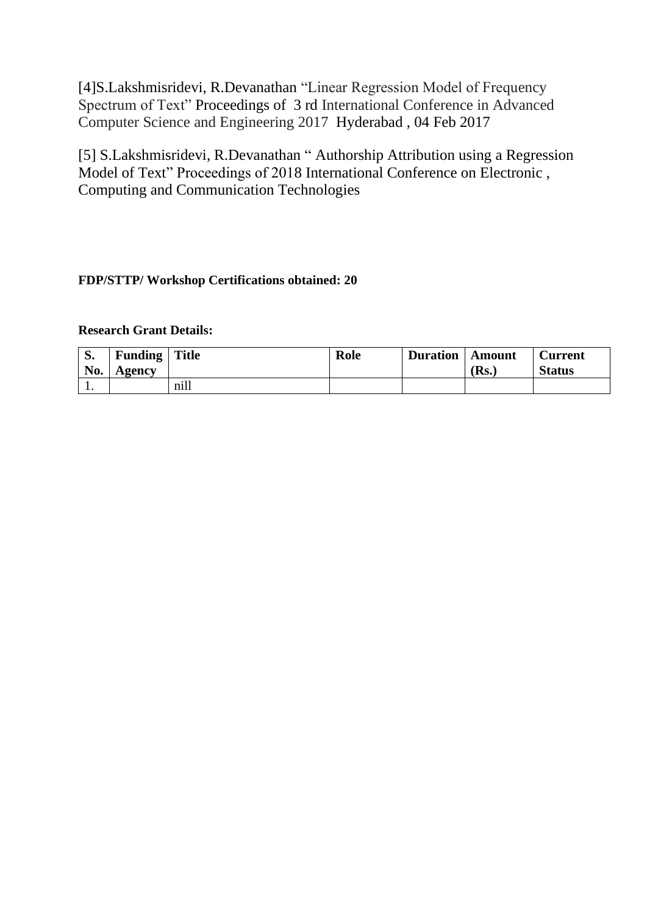[4]S.Lakshmisridevi, R.Devanathan "Linear Regression Model of Frequency Spectrum of Text" Proceedings of 3 rd International Conference in Advanced Computer Science and Engineering 2017 Hyderabad , 04 Feb 2017

[5] S.Lakshmisridevi, R.Devanathan " Authorship Attribution using a Regression Model of Text" Proceedings of 2018 International Conference on Electronic , Computing and Communication Technologies

**FDP/STTP/ Workshop Certifications obtained: 20**

**Research Grant Details:**

| S. No. | Funding Agency | Title | Role | Duration | Amount (Rs.) | Current Status |
|---|---|---|---|---|---|---|
| 1. | | nill | | | | |